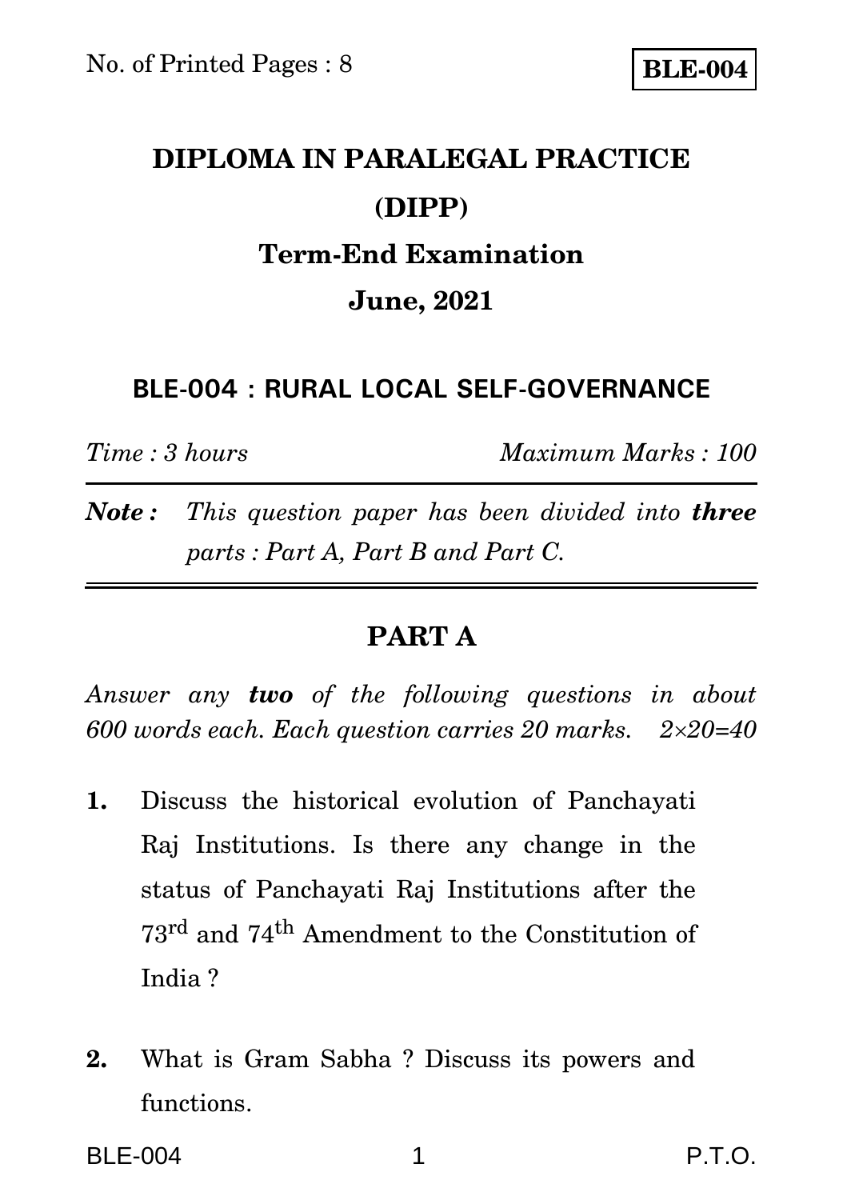**BLE-004**

# DIPLOMA IN PARALEGAL PRACTICE (DIPP)

## Term-End Examination

## June, 2021

### BLE-004 : RURAL LOCAL SELF-GOVERNANCE

*Time : 3 hours* *Maximum Marks : 100*

***Note :*** *This question paper has been divided into **three** parts : Part A, Part B and Part C.*

## PART A

*Answer any **two** of the following questions in about 600 words each. Each question carries 20 marks.* $2 \times 20 = 40$

1. Discuss the historical evolution of Panchayati Raj Institutions. Is there any change in the status of Panchayati Raj Institutions after the 73rd and 74th Amendment to the Constitution of India ?

2. What is Gram Sabha ? Discuss its powers and functions.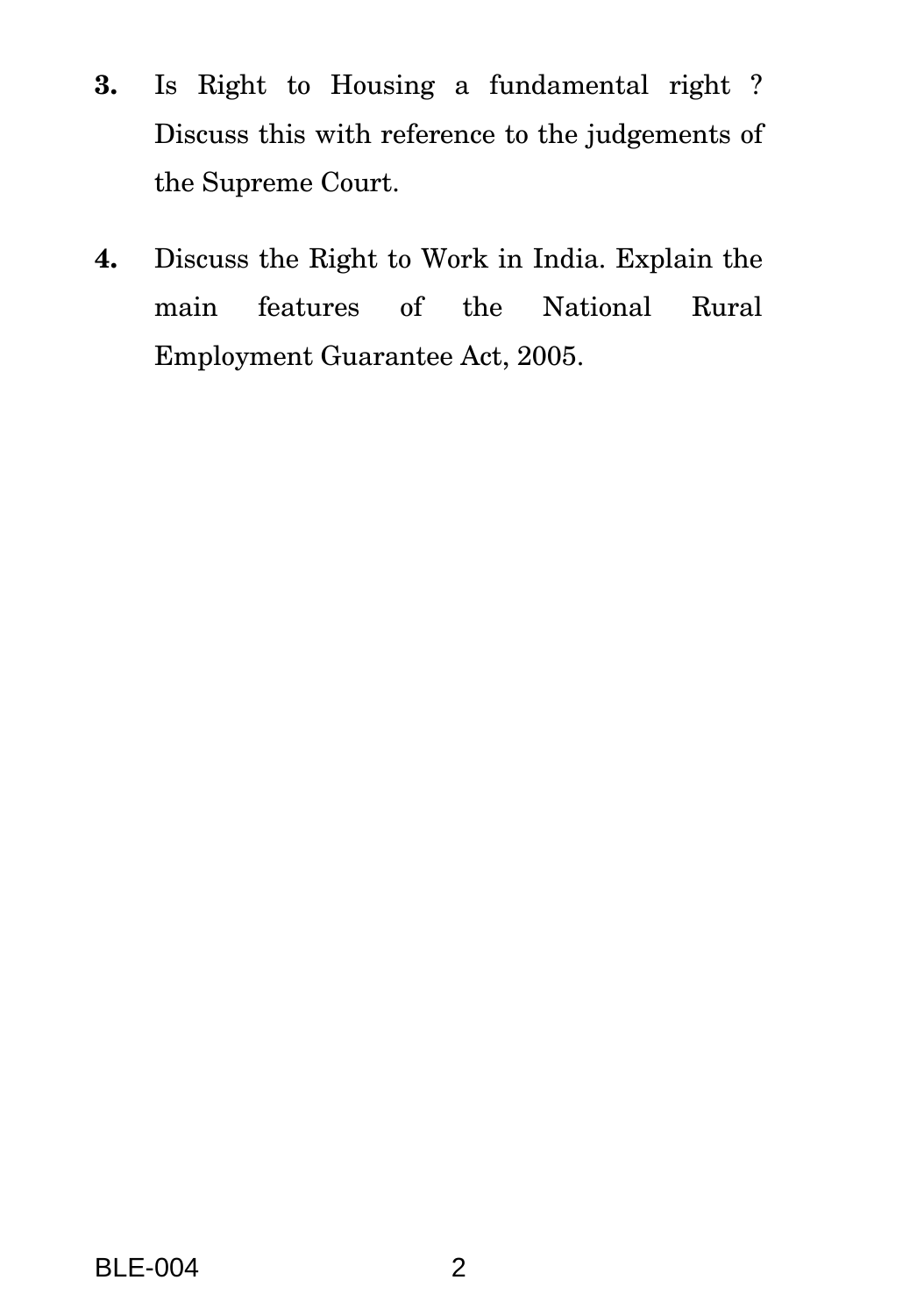**3.** Is Right to Housing a fundamental right ? Discuss this with reference to the judgements of the Supreme Court.

**4.** Discuss the Right to Work in India. Explain the main features of the National Rural Employment Guarantee Act, 2005.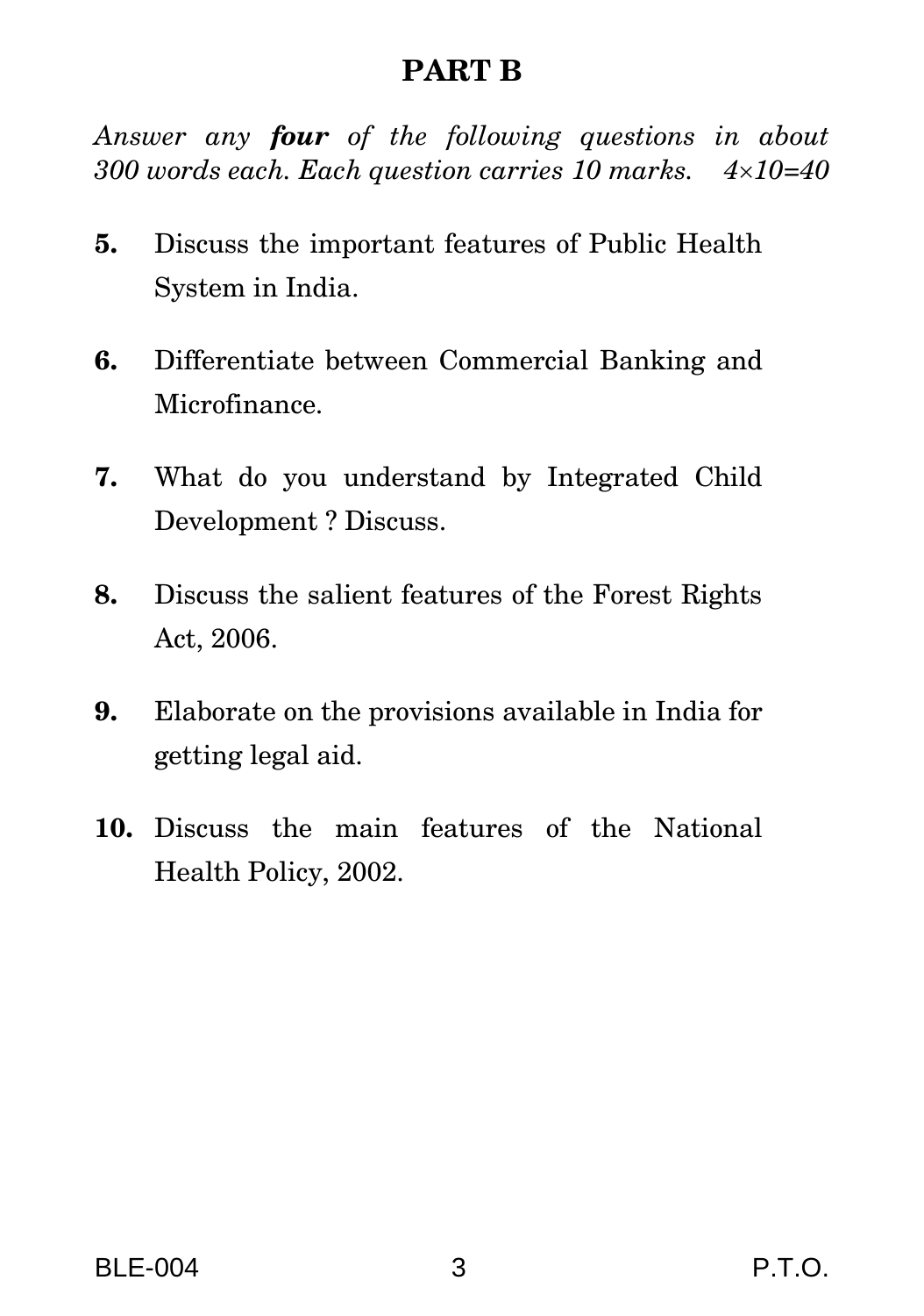## PART B

*Answer any* ***four*** *of the following questions in about 300 words each. Each question carries 10 marks.* $4 \times 10 = 40$

**5.** Discuss the important features of Public Health System in India.

**6.** Differentiate between Commercial Banking and Microfinance.

**7.** What do you understand by Integrated Child Development ? Discuss.

**8.** Discuss the salient features of the Forest Rights Act, 2006.

**9.** Elaborate on the provisions available in India for getting legal aid.

**10.** Discuss the main features of the National Health Policy, 2002.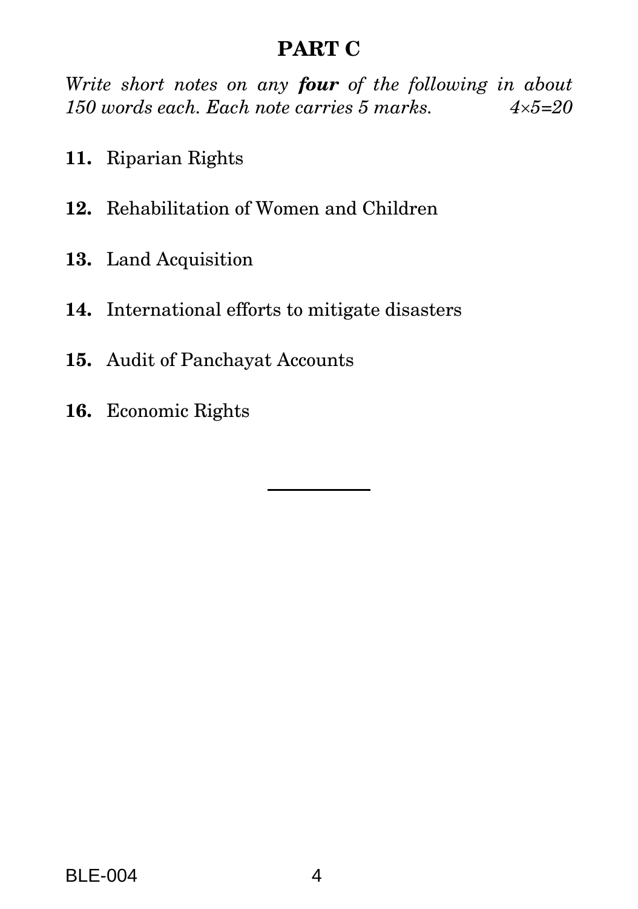## PART C

*Write short notes on any* ***four*** *of the following in about 150 words each. Each note carries 5 marks.* *4×5=20*

**11.** Riparian Rights

**12.** Rehabilitation of Women and Children

**13.** Land Acquisition

**14.** International efforts to mitigate disasters

**15.** Audit of Panchayat Accounts

**16.** Economic Rights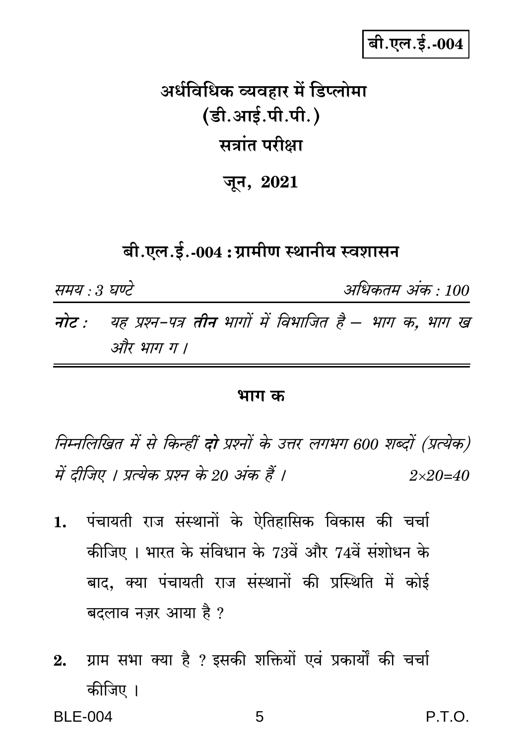बी.एल.ई.-004

# अर्धविधिक व्यवहार में डिप्लोमा
# (डी.आई.पी.पी.)
## सत्रांत परीक्षा
## जून, 2021

## बी.एल.ई.-004 : ग्रामीण स्थानीय स्वशासन

*समय : 3 घण्टे* *अधिकतम अंक : 100*

***नोट :*** *यह प्रश्न-पत्र* ***तीन*** *भागों में विभाजित है – भाग क, भाग ख और भाग ग ।*

### भाग क

*निम्नलिखित में से किन्हीं* ***दो*** *प्रश्नों के उत्तर लगभग 600 शब्दों (प्रत्येक) में दीजिए । प्रत्येक प्रश्न के 20 अंक हैं ।* $2 \times 20 = 40$

1. पंचायती राज संस्थानों के ऐतिहासिक विकास की चर्चा कीजिए । भारत के संविधान के 73वें और 74वें संशोधन के बाद, क्या पंचायती राज संस्थानों की प्रस्थिति में कोई बदलाव नज़र आया है ?

2. ग्राम सभा क्या है ? इसकी शक्तियों एवं प्रकार्यों की चर्चा कीजिए ।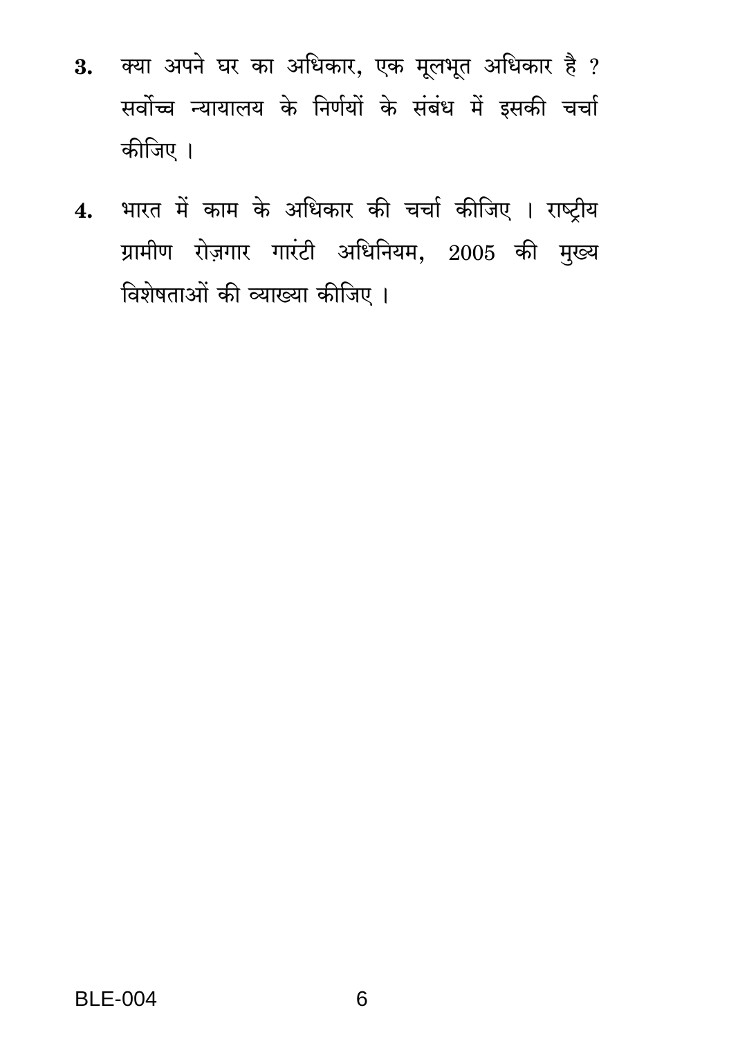3. क्या अपने घर का अधिकार, एक मूलभूत अधिकार है ? सर्वोच्च न्यायालय के निर्णयों के संबंध में इसकी चर्चा कीजिए ।

4. भारत में काम के अधिकार की चर्चा कीजिए । राष्ट्रीय ग्रामीण रोज़गार गारंटी अधिनियम, 2005 की मुख्य विशेषताओं की व्याख्या कीजिए ।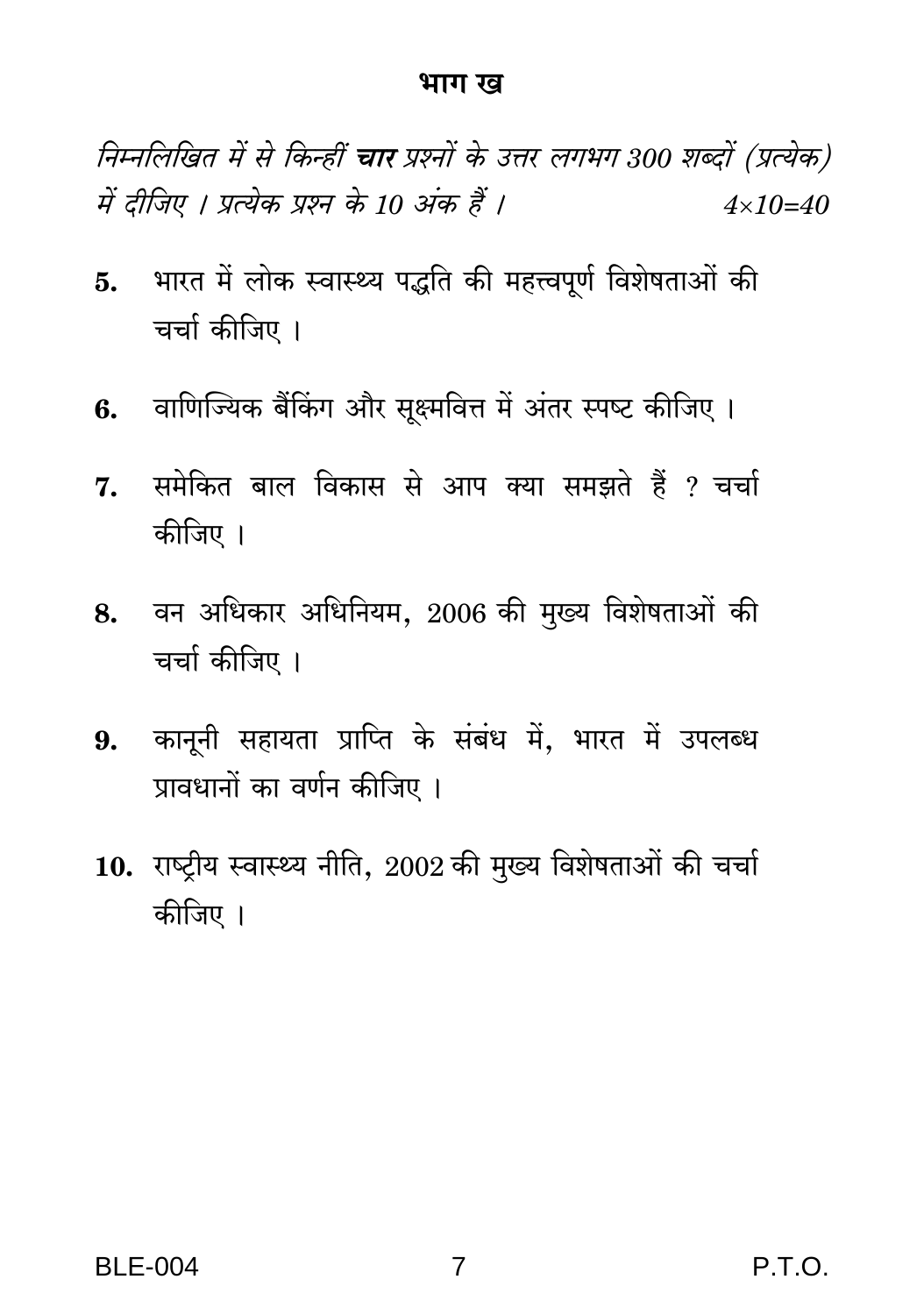## भाग ख

*निम्नलिखित में से किन्हीं **चार** प्रश्नों के उत्तर लगभग 300 शब्दों (प्रत्येक) में दीजिए । प्रत्येक प्रश्न के 10 अंक हैं ।* $4 \times 10 = 40$

**5.** भारत में लोक स्वास्थ्य पद्धति की महत्त्वपूर्ण विशेषताओं की चर्चा कीजिए ।

**6.** वाणिज्यिक बैंकिंग और सूक्ष्मवित्त में अंतर स्पष्ट कीजिए ।

**7.** समेकित बाल विकास से आप क्या समझते हैं ? चर्चा कीजिए ।

**8.** वन अधिकार अधिनियम, 2006 की मुख्य विशेषताओं की चर्चा कीजिए ।

**9.** कानूनी सहायता प्राप्ति के संबंध में, भारत में उपलब्ध प्रावधानों का वर्णन कीजिए ।

**10.** राष्ट्रीय स्वास्थ्य नीति, 2002 की मुख्य विशेषताओं की चर्चा कीजिए ।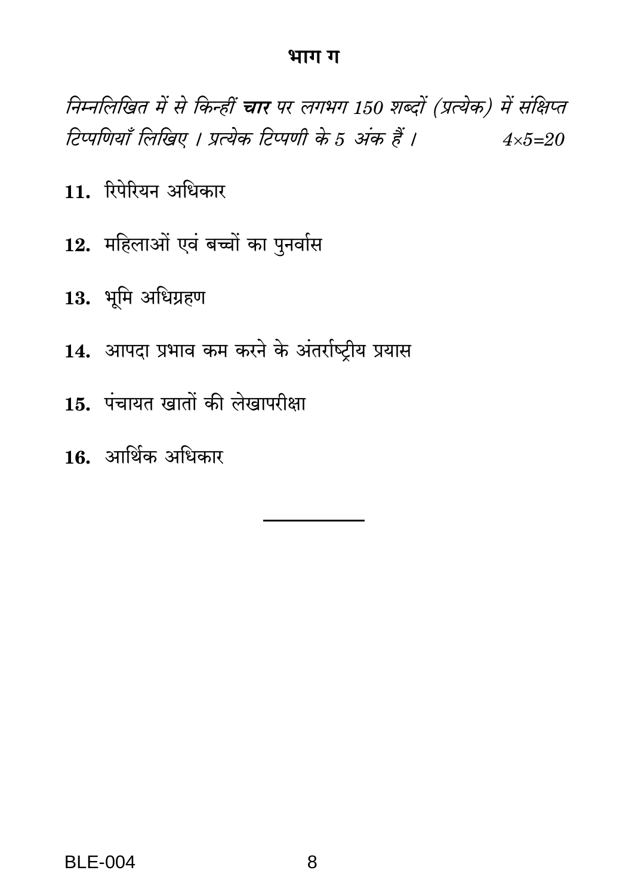## भाग ग

*निम्नलिखित में से किन्हीं **चार** पर लगभग 150 शब्दों (प्रत्येक) में संक्षिप्त टिप्पणियाँ लिखिए । प्रत्येक टिप्पणी के 5 अंक हैं ।* $4 \times 5 = 20$

**11.** रिपेरियन अधिकार

**12.** महिलाओं एवं बच्चों का पुनर्वास

**13.** भूमि अधिग्रहण

**14.** आपदा प्रभाव कम करने के अंतर्राष्ट्रीय प्रयास

**15.** पंचायत खातों की लेखापरीक्षा

**16.** आर्थिक अधिकार